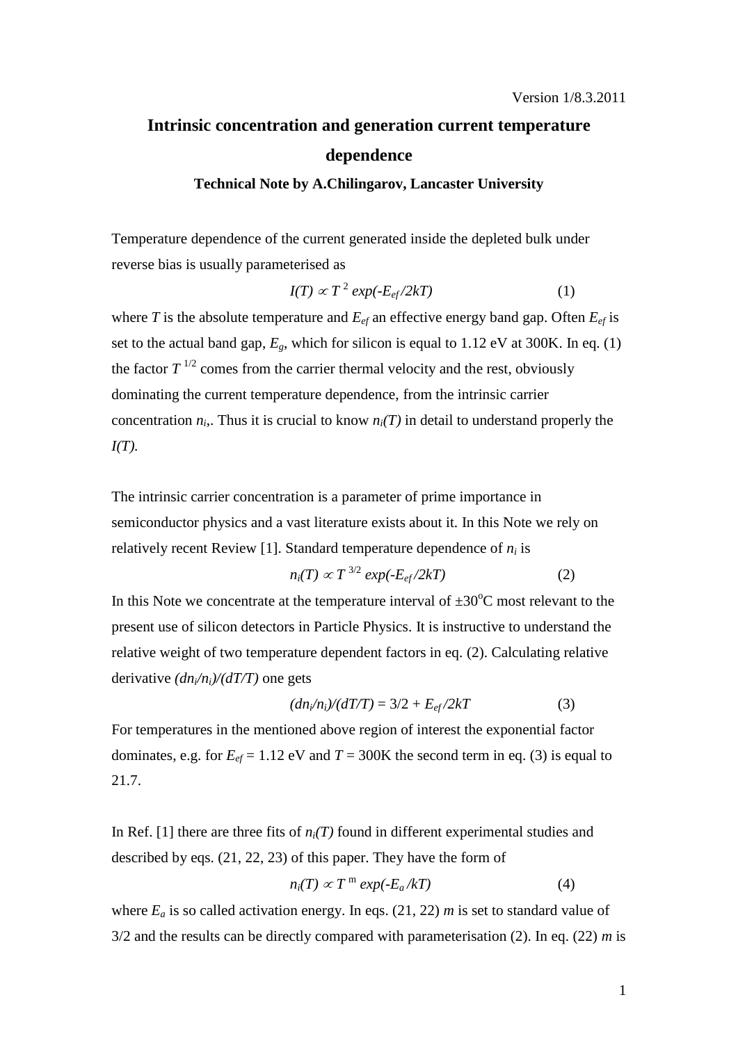Version 1/8.3.2011

# Intrinsic concentration and generation current temperature dependence

**Technical Note by A.Chilingarov, Lancaster University**

Temperature dependence of the current generated inside the depleted bulk under reverse bias is usually parameterised as

$$I(T) \propto T^{2} \exp(-E_{ef}/2kT) \qquad (1)$$

where $T$ is the absolute temperature and $E_{ef}$ an effective energy band gap. Often $E_{ef}$ is set to the actual band gap, $E_g$, which for silicon is equal to 1.12 eV at 300K. In eq. (1) the factor $T^{1/2}$ comes from the carrier thermal velocity and the rest, obviously dominating the current temperature dependence, from the intrinsic carrier concentration $n_i$,. Thus it is crucial to know $n_i(T)$ in detail to understand properly the $I(T)$.

The intrinsic carrier concentration is a parameter of prime importance in semiconductor physics and a vast literature exists about it. In this Note we rely on relatively recent Review [1]. Standard temperature dependence of $n_i$ is

$$n_i(T) \propto T^{3/2} \exp(-E_{ef}/2kT) \qquad (2)$$

In this Note we concentrate at the temperature interval of ±30°C most relevant to the present use of silicon detectors in Particle Physics. It is instructive to understand the relative weight of two temperature dependent factors in eq. (2). Calculating relative derivative $(dn_i/n_i)/(dT/T)$ one gets

$$(dn_i/n_i)/(dT/T) = 3/2 + E_{ef}/2kT \qquad (3)$$

For temperatures in the mentioned above region of interest the exponential factor dominates, e.g. for $E_{ef}$ = 1.12 eV and $T$ = 300K the second term in eq. (3) is equal to 21.7.

In Ref. [1] there are three fits of $n_i(T)$ found in different experimental studies and described by eqs. (21, 22, 23) of this paper. They have the form of

$$n_i(T) \propto T^{m} \exp(-E_a/kT) \qquad (4)$$

where $E_a$ is so called activation energy. In eqs. (21, 22) $m$ is set to standard value of 3/2 and the results can be directly compared with parameterisation (2). In eq. (22) $m$ is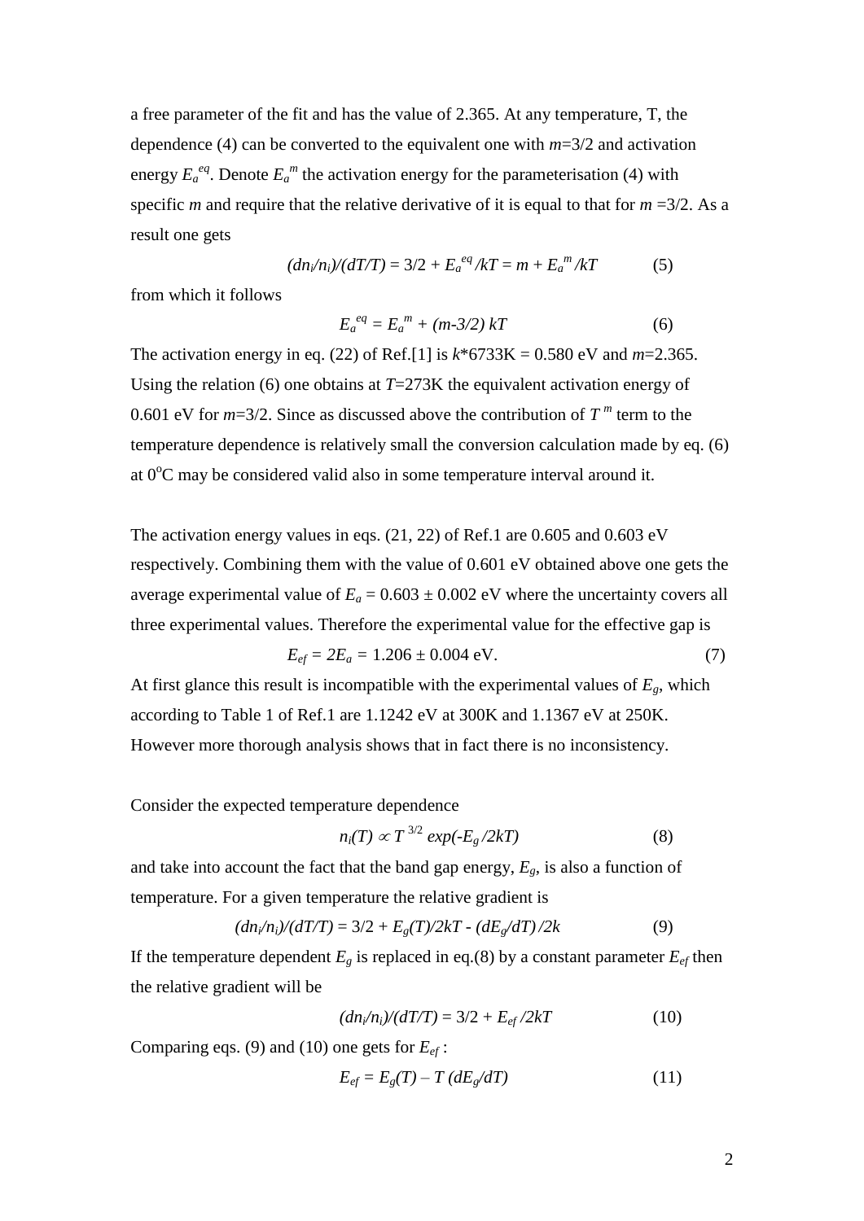a free parameter of the fit and has the value of 2.365. At any temperature, T, the dependence (4) can be converted to the equivalent one with $m$=3/2 and activation energy $E_a^{eq}$. Denote $E_a^{m}$ the activation energy for the parameterisation (4) with specific $m$ and require that the relative derivative of it is equal to that for $m$ =3/2. As a result one gets

$$(dn_i/n_i)/(dT/T) = 3/2 + E_a^{eq}/kT = m + E_a^{m}/kT \qquad (5)$$

from which it follows

$$E_a^{eq} = E_a^{m} + (m\text{-}3/2)\, kT \qquad (6)$$

The activation energy in eq. (22) of Ref.[1] is $k$*6733K = 0.580 eV and $m$=2.365. Using the relation (6) one obtains at $T$=273K the equivalent activation energy of 0.601 eV for $m$=3/2. Since as discussed above the contribution of $T^{m}$ term to the temperature dependence is relatively small the conversion calculation made by eq. (6) at 0$^{o}$C may be considered valid also in some temperature interval around it.

The activation energy values in eqs. (21, 22) of Ref.1 are 0.605 and 0.603 eV respectively. Combining them with the value of 0.601 eV obtained above one gets the average experimental value of $E_a$ = 0.603 ± 0.002 eV where the uncertainty covers all three experimental values. Therefore the experimental value for the effective gap is

$$E_{ef} = 2E_a = 1.206 \pm 0.004 \text{ eV}. \qquad (7)$$

At first glance this result is incompatible with the experimental values of $E_g$, which according to Table 1 of Ref.1 are 1.1242 eV at 300K and 1.1367 eV at 250K. However more thorough analysis shows that in fact there is no inconsistency.

Consider the expected temperature dependence

$$n_i(T) \propto T^{3/2} \exp(-E_g/2kT) \qquad (8)$$

and take into account the fact that the band gap energy, $E_g$, is also a function of temperature. For a given temperature the relative gradient is

$$(dn_i/n_i)/(dT/T) = 3/2 + E_g(T)/2kT - (dE_g/dT)/2k \qquad (9)$$

If the temperature dependent $E_g$ is replaced in eq.(8) by a constant parameter $E_{ef}$ then the relative gradient will be

$$(dn_i/n_i)/(dT/T) = 3/2 + E_{ef}/2kT \qquad (10)$$

Comparing eqs. (9) and (10) one gets for $E_{ef}$ :

$$E_{ef} = E_g(T) - T\,(dE_g/dT) \qquad (11)$$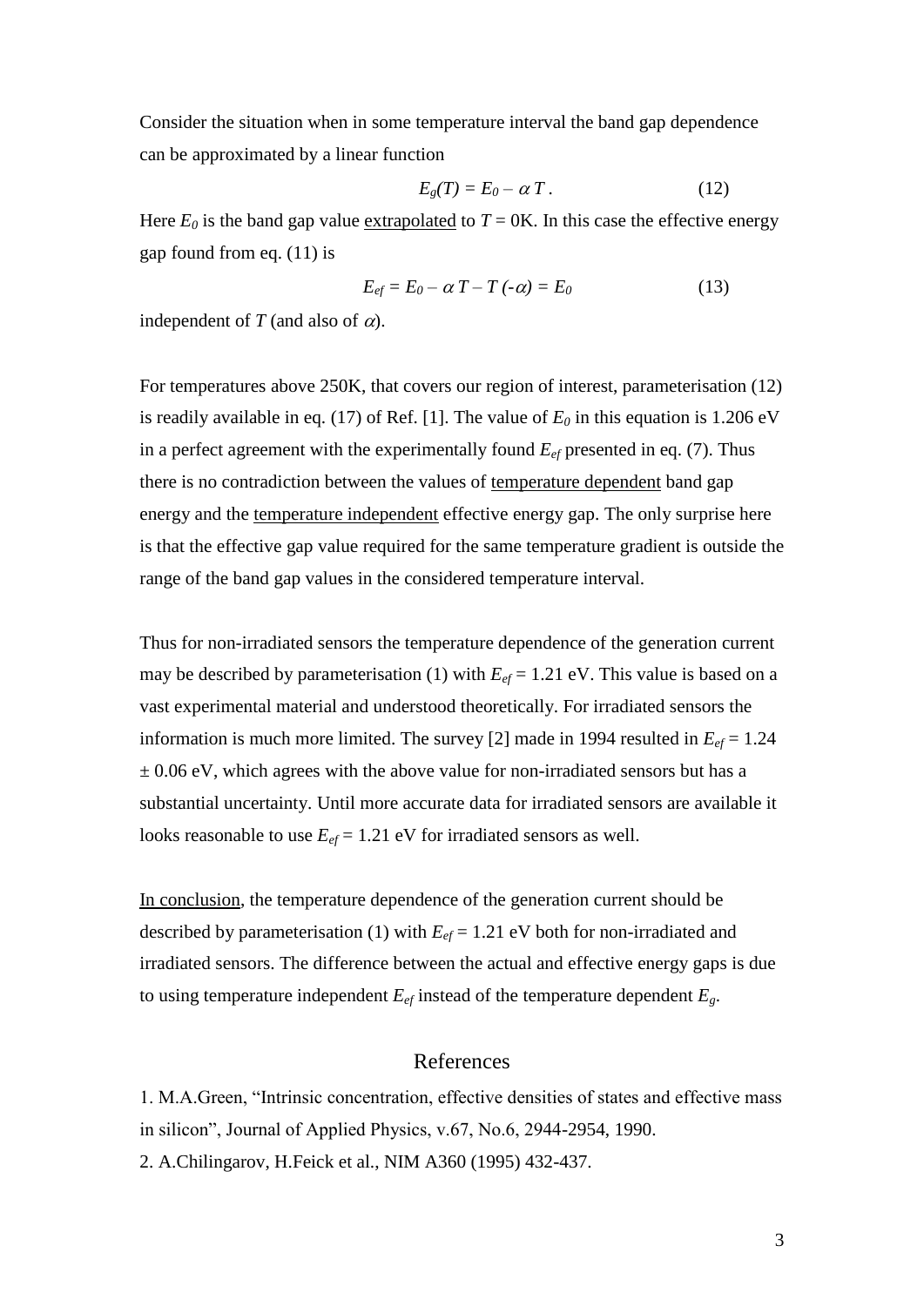Consider the situation when in some temperature interval the band gap dependence can be approximated by a linear function

$$E_g(T) = E_0 - \alpha T . \qquad (12)$$

Here $E_0$ is the band gap value extrapolated to $T = 0$K. In this case the effective energy gap found from eq. (11) is

$$E_{ef} = E_0 - \alpha T - T(-\alpha) = E_0 \qquad (13)$$

independent of $T$ (and also of $\alpha$).

For temperatures above 250K, that covers our region of interest, parameterisation (12) is readily available in eq. (17) of Ref. [1]. The value of $E_0$ in this equation is 1.206 eV in a perfect agreement with the experimentally found $E_{ef}$ presented in eq. (7). Thus there is no contradiction between the values of temperature dependent band gap energy and the temperature independent effective energy gap. The only surprise here is that the effective gap value required for the same temperature gradient is outside the range of the band gap values in the considered temperature interval.

Thus for non-irradiated sensors the temperature dependence of the generation current may be described by parameterisation (1) with $E_{ef} = 1.21$ eV. This value is based on a vast experimental material and understood theoretically. For irradiated sensors the information is much more limited. The survey [2] made in 1994 resulted in $E_{ef} = 1.24 \pm 0.06$ eV, which agrees with the above value for non-irradiated sensors but has a substantial uncertainty. Until more accurate data for irradiated sensors are available it looks reasonable to use $E_{ef} = 1.21$ eV for irradiated sensors as well.

In conclusion, the temperature dependence of the generation current should be described by parameterisation (1) with $E_{ef} = 1.21$ eV both for non-irradiated and irradiated sensors. The difference between the actual and effective energy gaps is due to using temperature independent $E_{ef}$ instead of the temperature dependent $E_g$.

## References

1. M.A.Green, "Intrinsic concentration, effective densities of states and effective mass in silicon", Journal of Applied Physics, v.67, No.6, 2944-2954, 1990.
2. A.Chilingarov, H.Feick et al., NIM A360 (1995) 432-437.